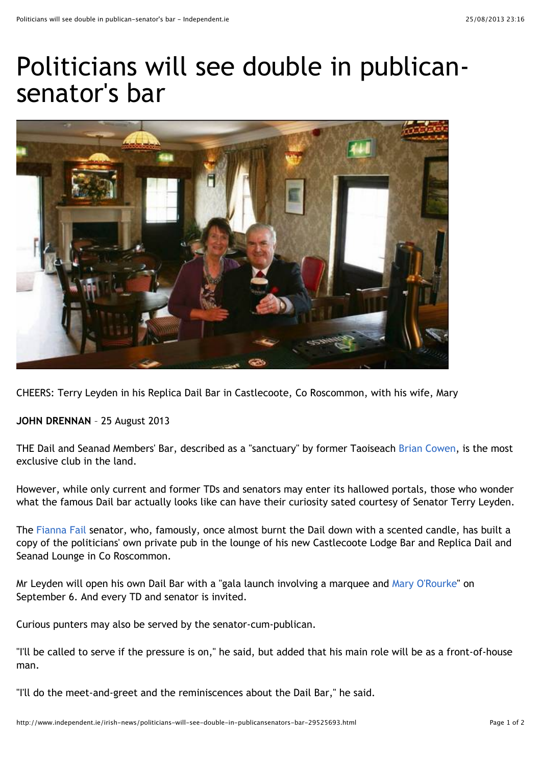# Politicians will see double in publican-senator's bar

CHEERS: Terry Leyden in his Replica Dail Bar in Castlecoote, Co Roscommon, with his wife, Mary

**JOHN DRENNAN** – 25 August 2013

THE Dail and Seanad Members' Bar, described as a "sanctuary" by former Taoiseach Brian Cowen, is the most exclusive club in the land.

However, while only current and former TDs and senators may enter its hallowed portals, those who wonder what the famous Dail bar actually looks like can have their curiosity sated courtesy of Senator Terry Leyden.

The Fianna Fail senator, who, famously, once almost burnt the Dail down with a scented candle, has built a copy of the politicians' own private pub in the lounge of his new Castlecoote Lodge Bar and Replica Dail and Seanad Lounge in Co Roscommon.

Mr Leyden will open his own Dail Bar with a "gala launch involving a marquee and Mary O'Rourke" on September 6. And every TD and senator is invited.

Curious punters may also be served by the senator-cum-publican.

"I'll be called to serve if the pressure is on," he said, but added that his main role will be as a front-of-house man.

"I'll do the meet-and-greet and the reminiscences about the Dail Bar," he said.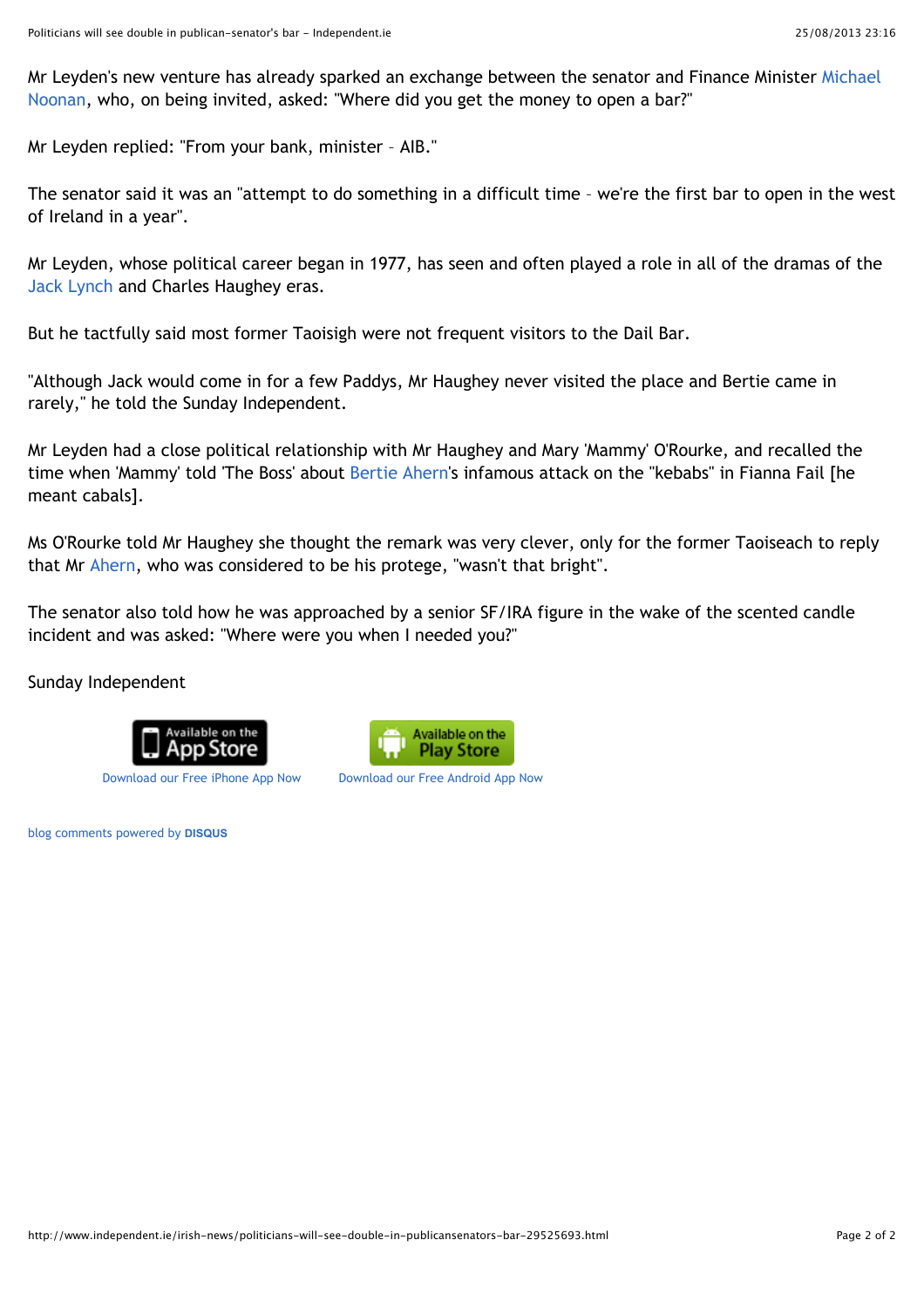Mr Leyden's new venture has already sparked an exchange between the senator and Finance Minister Michael Noonan, who, on being invited, asked: "Where did you get the money to open a bar?"

Mr Leyden replied: "From your bank, minister – AIB."

The senator said it was an "attempt to do something in a difficult time – we're the first bar to open in the west of Ireland in a year".

Mr Leyden, whose political career began in 1977, has seen and often played a role in all of the dramas of the Jack Lynch and Charles Haughey eras.

But he tactfully said most former Taoisigh were not frequent visitors to the Dail Bar.

"Although Jack would come in for a few Paddys, Mr Haughey never visited the place and Bertie came in rarely," he told the Sunday Independent.

Mr Leyden had a close political relationship with Mr Haughey and Mary 'Mammy' O'Rourke, and recalled the time when 'Mammy' told 'The Boss' about Bertie Ahern's infamous attack on the "kebabs" in Fianna Fail [he meant cabals].

Ms O'Rourke told Mr Haughey she thought the remark was very clever, only for the former Taoiseach to reply that Mr Ahern, who was considered to be his protege, "wasn't that bright".

The senator also told how he was approached by a senior SF/IRA figure in the wake of the scented candle incident and was asked: "Where were you when I needed you?"

Sunday Independent

Download our Free iPhone App Now    Download our Free Android App Now

blog comments powered by DISQUS